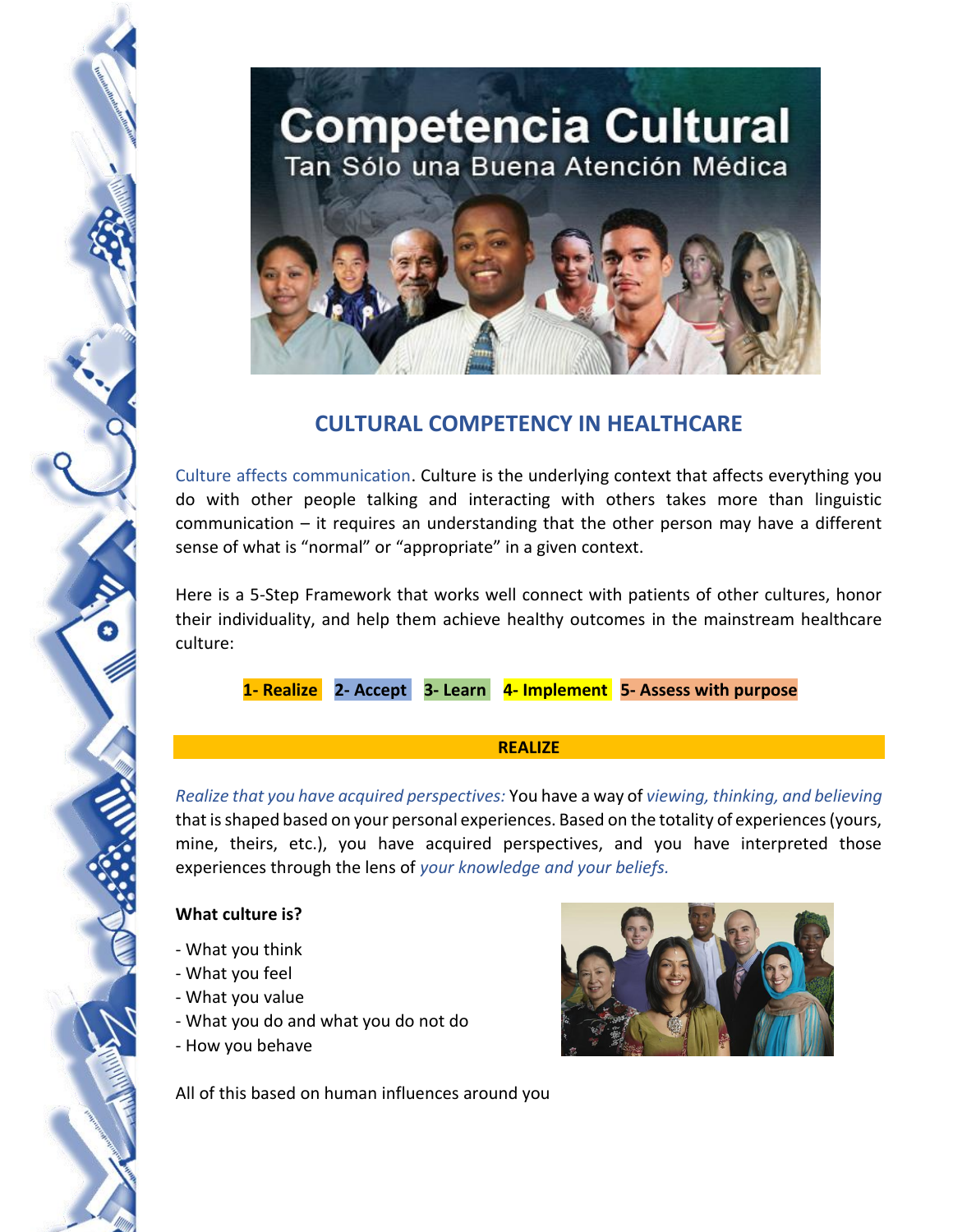Competencia Cultural

Tan Sólo una Buena Atención Médica

## CULTURAL COMPETENCY IN HEALTHCARE

Culture affects communication. Culture is the underlying context that affects everything you do with other people talking and interacting with others takes more than linguistic communication – it requires an understanding that the other person may have a different sense of what is “normal” or “appropriate” in a given context.

Here is a 5-Step Framework that works well connect with patients of other cultures, honor their individuality, and help them achieve healthy outcomes in the mainstream healthcare culture:

**1- Realize** **2- Accept** **3- Learn** **4- Implement** **5- Assess with purpose**

### REALIZE

*Realize that you have acquired perspectives:* You have a way of *viewing, thinking, and believing* that is shaped based on your personal experiences. Based on the totality of experiences (yours, mine, theirs, etc.), you have acquired perspectives, and you have interpreted those experiences through the lens of *your knowledge and your beliefs.*

**What culture is?**

- What you think
- What you feel
- What you value
- What you do and what you do not do
- How you behave

All of this based on human influences around you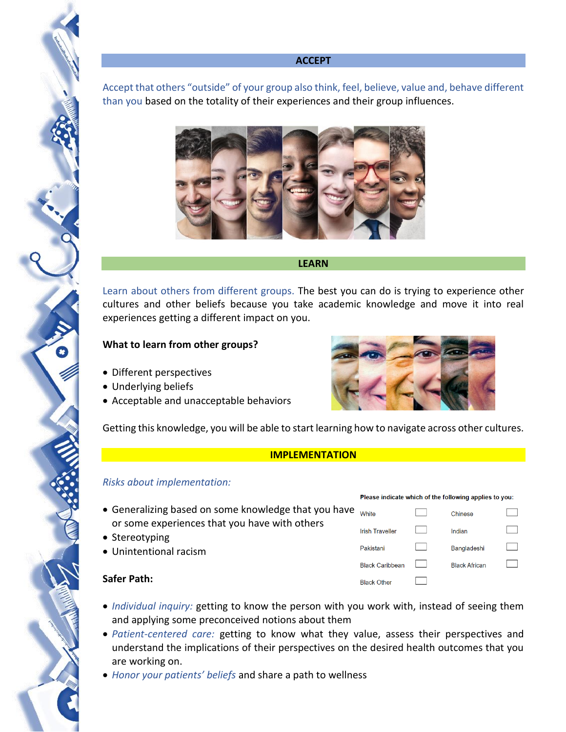## ACCEPT

Accept that others "outside" of your group also think, feel, believe, value and, behave different than you based on the totality of their experiences and their group influences.

## LEARN

Learn about others from different groups. The best you can do is trying to experience other cultures and other beliefs because you take academic knowledge and move it into real experiences getting a different impact on you.

**What to learn from other groups?**

- Different perspectives
- Underlying beliefs
- Acceptable and unacceptable behaviors

Getting this knowledge, you will be able to start learning how to navigate across other cultures.

## IMPLEMENTATION

*Risks about implementation:*

- Generalizing based on some knowledge that you have or some experiences that you have with others
- Stereotyping
- Unintentional racism

**Please indicate which of the following applies to you:**

| | | | |
|---|---|---|---|
| White | ☐ | Chinese | ☐ |
| Irish Traveller | ☐ | Indian | ☐ |
| Pakistani | ☐ | Bangladeshi | ☐ |
| Black Caribbean | ☐ | Black African | ☐ |
| Black Other | ☐ | | |

**Safer Path:**

- *Individual inquiry:* getting to know the person with you work with, instead of seeing them and applying some preconceived notions about them
- *Patient-centered care:* getting to know what they value, assess their perspectives and understand the implications of their perspectives on the desired health outcomes that you are working on.
- *Honor your patients' beliefs* and share a path to wellness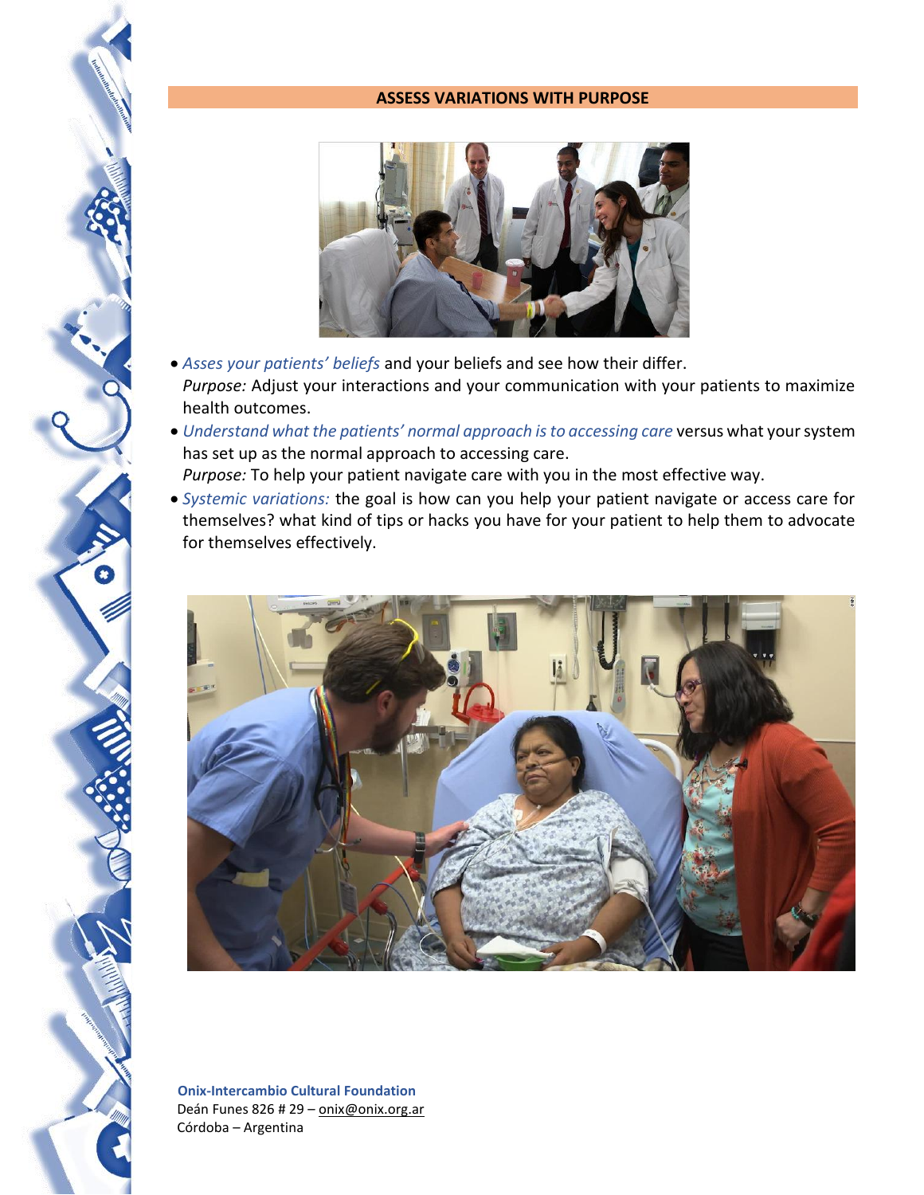## ASSESS VARIATIONS WITH PURPOSE

- *Asses your patients' beliefs* and your beliefs and see how their differ.
  *Purpose:* Adjust your interactions and your communication with your patients to maximize health outcomes.
- *Understand what the patients' normal approach is to accessing care* versus what your system has set up as the normal approach to accessing care.
  *Purpose:* To help your patient navigate care with you in the most effective way.
- *Systemic variations:* the goal is how can you help your patient navigate or access care for themselves? what kind of tips or hacks you have for your patient to help them to advocate for themselves effectively.

**Onix-Intercambio Cultural Foundation**
Deán Funes 826 # 29 – onix@onix.org.ar
Córdoba – Argentina